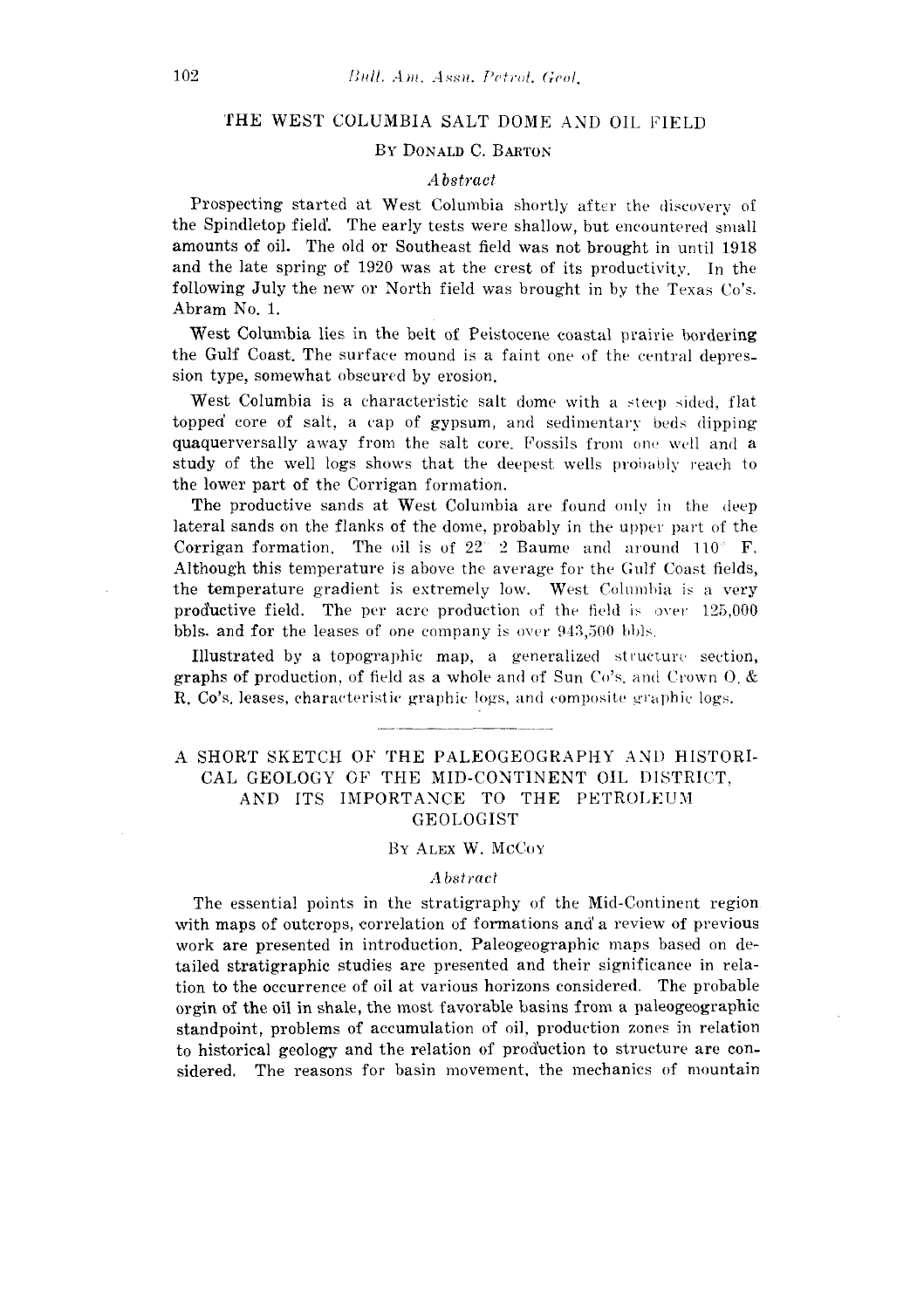## THE WEST COLUMBIA SALT DOME AND OIL FIELD

By Donald C. Barton

### *Abstract*

Prospecting started at West Columbia shortly after the discovery of the Spindletop field. The early tests were shallow, but encountered small amounts of oil. The old or Southeast field was not brought in until 1918 and the late spring of 1920 was at the crest of its productivity. In the following July the new or North field was brought in by the Texas Co's. Abram No. 1.

West Columbia lies in the belt of Peistocene coastal prairie bordering the Gulf Coast. The surface mound is a faint one of the central depression type, somewhat obscured by erosion.

West Columbia is a characteristic salt dome with a steep sided, flat topped core of salt, a cap of gypsum, and sedimentary beds dipping quaquerversally away from the salt core. Fossils from one well and a study of the well logs shows that the deepest wells probably reach to the lower part of the Corrigan formation.

The productive sands at West Columbia are found only in the deep lateral sands on the flanks of the dome, probably in the upper part of the Corrigan formation. The oil is of 22° 2 Baume and around 110° F. Although this temperature is above the average for the Gulf Coast fields, the temperature gradient is extremely low. West Columbia is a very productive field. The per acre production of the field is over 125,000 bbls. and for the leases of one company is over 943,500 bbls.

Illustrated by a topographic map, a generalized structure section, graphs of production, of field as a whole and of Sun Co's. and Crown O. & R. Co's. leases, characteristic graphic logs, and composite graphic logs.

---

## A SHORT SKETCH OF THE PALEOGEOGRAPHY AND HISTORICAL GEOLOGY OF THE MID-CONTINENT OIL DISTRICT, AND ITS IMPORTANCE TO THE PETROLEUM GEOLOGIST

By Alex W. McCoy

### *Abstract*

The essential points in the stratigraphy of the Mid-Continent region with maps of outcrops, correlation of formations and a review of previous work are presented in introduction. Paleogeographic maps based on detailed stratigraphic studies are presented and their significance in relation to the occurrence of oil at various horizons considered. The probable orgin of the oil in shale, the most favorable basins from a paleogeographic standpoint, problems of accumulation of oil, production zones in relation to historical geology and the relation of production to structure are considered. The reasons for basin movement, the mechanics of mountain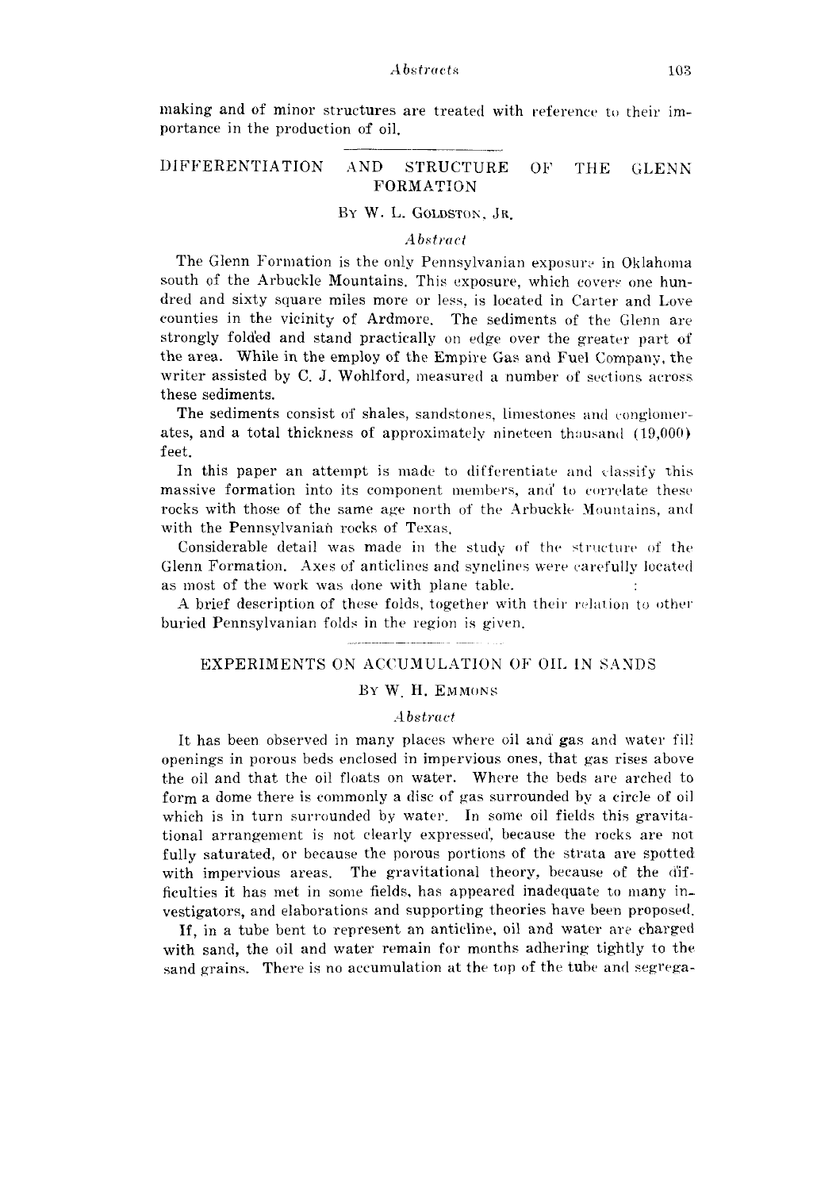making and of minor structures are treated with reference to their importance in the production of oil.

## DIFFERENTIATION AND STRUCTURE OF THE GLENN FORMATION

By W. L. Goldston, Jr.

*Abstract*

The Glenn Formation is the only Pennsylvanian exposure in Oklahoma south of the Arbuckle Mountains. This exposure, which covers one hundred and sixty square miles more or less, is located in Carter and Love counties in the vicinity of Ardmore. The sediments of the Glenn are strongly folded and stand practically on edge over the greater part of the area. While in the employ of the Empire Gas and Fuel Company, the writer assisted by C. J. Wohlford, measured a number of sections across these sediments.

The sediments consist of shales, sandstones, limestones and conglomerates, and a total thickness of approximately nineteen thousand (19,000) feet.

In this paper an attempt is made to differentiate and classify this massive formation into its component members, and to correlate these rocks with those of the same age north of the Arbuckle Mountains, and with the Pennsylvanian rocks of Texas.

Considerable detail was made in the study of the structure of the Glenn Formation. Axes of anticlines and synclines were carefully located as most of the work was done with plane table.

A brief description of these folds, together with their relation to other buried Pennsylvanian folds in the region is given.

## EXPERIMENTS ON ACCUMULATION OF OIL IN SANDS

By W. H. Emmons

*Abstract*

It has been observed in many places where oil and gas and water fill openings in porous beds enclosed in impervious ones, that gas rises above the oil and that the oil floats on water. Where the beds are arched to form a dome there is commonly a disc of gas surrounded by a circle of oil which is in turn surrounded by water. In some oil fields this gravitational arrangement is not clearly expressed, because the rocks are not fully saturated, or because the porous portions of the strata are spotted with impervious areas. The gravitational theory, because of the difficulties it has met in some fields, has appeared inadequate to many investigators, and elaborations and supporting theories have been proposed.

If, in a tube bent to represent an anticline, oil and water are charged with sand, the oil and water remain for months adhering tightly to the sand grains. There is no accumulation at the top of the tube and segrega-